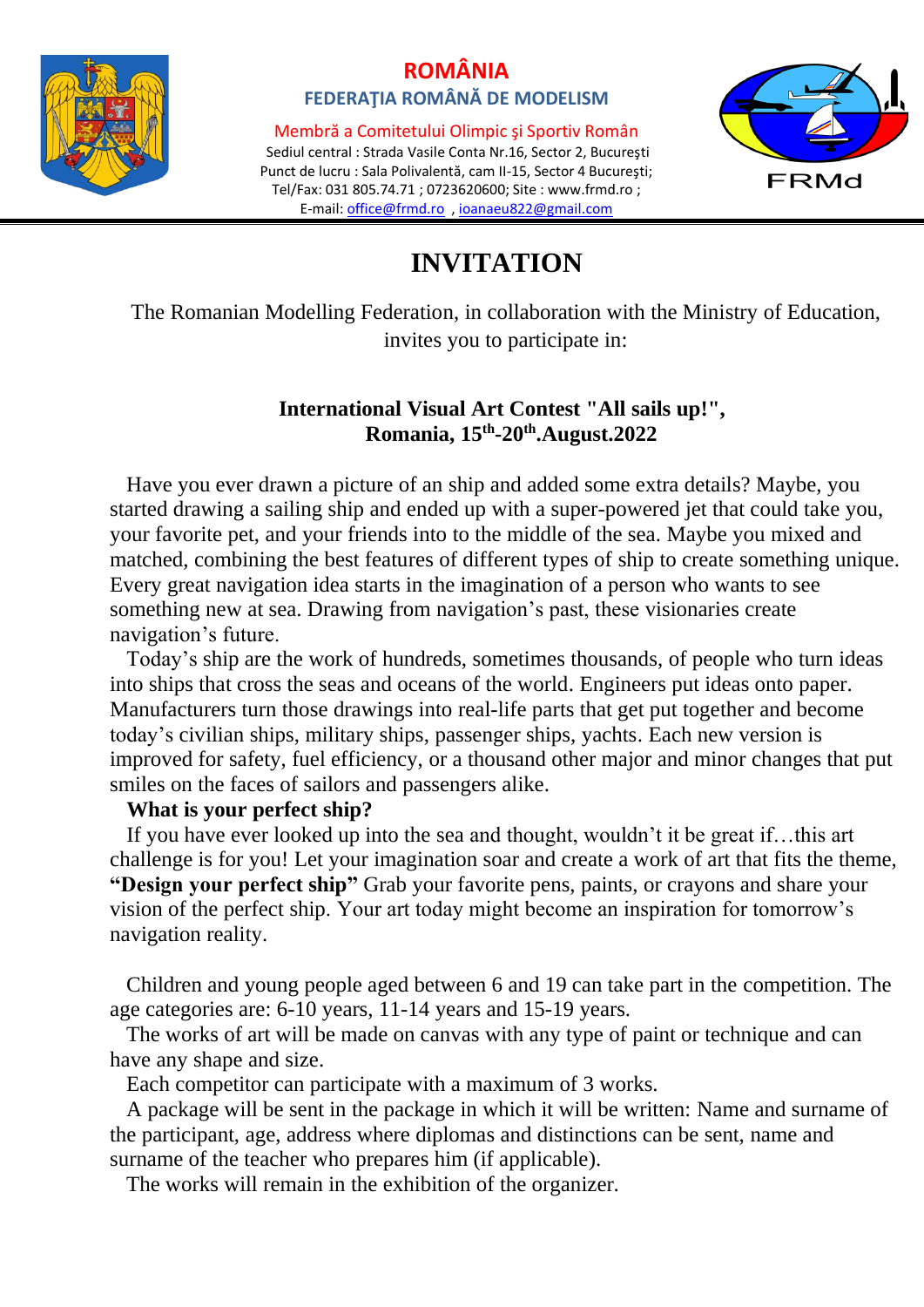**ROMÂNIA**

**FEDERAŢIA ROMÂNĂ DE MODELISM**

Membră a Comitetului Olimpic şi Sportiv Român

Sediul central : Strada Vasile Conta Nr.16, Sector 2, Bucureşti

Punct de lucru : Sala Polivalentă, cam II-15, Sector 4 Bucureşti;

Tel/Fax: 031 805.74.71 ; 0723620600; Site : www.frmd.ro ;

E-mail: office@frmd.ro , ioanaeu822@gmail.com

FRMd

# INVITATION

The Romanian Modelling Federation, in collaboration with the Ministry of Education, invites you to participate in:

**International Visual Art Contest "All sails up!", Romania, 15th-20th.August.2022**

Have you ever drawn a picture of an ship and added some extra details? Maybe, you started drawing a sailing ship and ended up with a super-powered jet that could take you, your favorite pet, and your friends into to the middle of the sea. Maybe you mixed and matched, combining the best features of different types of ship to create something unique. Every great navigation idea starts in the imagination of a person who wants to see something new at sea. Drawing from navigation's past, these visionaries create navigation's future.

Today's ship are the work of hundreds, sometimes thousands, of people who turn ideas into ships that cross the seas and oceans of the world. Engineers put ideas onto paper. Manufacturers turn those drawings into real-life parts that get put together and become today's civilian ships, military ships, passenger ships, yachts. Each new version is improved for safety, fuel efficiency, or a thousand other major and minor changes that put smiles on the faces of sailors and passengers alike.

**What is your perfect ship?**

If you have ever looked up into the sea and thought, wouldn't it be great if…this art challenge is for you! Let your imagination soar and create a work of art that fits the theme, **"Design your perfect ship"** Grab your favorite pens, paints, or crayons and share your vision of the perfect ship. Your art today might become an inspiration for tomorrow's navigation reality.

Children and young people aged between 6 and 19 can take part in the competition. The age categories are: 6-10 years, 11-14 years and 15-19 years.

The works of art will be made on canvas with any type of paint or technique and can have any shape and size.

Each competitor can participate with a maximum of 3 works.

A package will be sent in the package in which it will be written: Name and surname of the participant, age, address where diplomas and distinctions can be sent, name and surname of the teacher who prepares him (if applicable).

The works will remain in the exhibition of the organizer.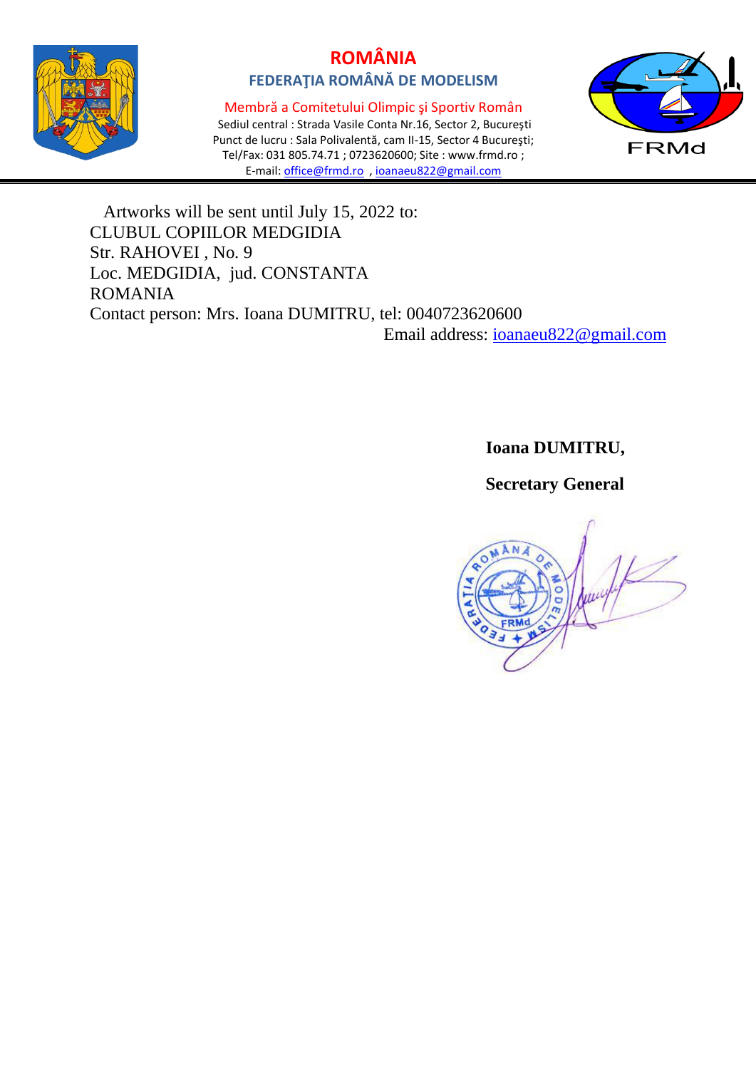**ROMÂNIA**

**FEDERAŢIA ROMÂNĂ DE MODELISM**

Membră a Comitetului Olimpic şi Sportiv Român

Sediul central : Strada Vasile Conta Nr.16, Sector 2, Bucureşti

Punct de lucru : Sala Polivalentă, cam II-15, Sector 4 Bucureşti;

Tel/Fax: 031 805.74.71 ; 0723620600; Site : www.frmd.ro ;

E-mail: office@frmd.ro , ioanaeu822@gmail.com

FRMd

Artworks will be sent until July 15, 2022 to:
CLUBUL COPIILOR MEDGIDIA
Str. RAHOVEI , No. 9
Loc. MEDGIDIA, jud. CONSTANTA
ROMANIA
Contact person: Mrs. Ioana DUMITRU, tel: 0040723620600
Email address: ioanaeu822@gmail.com

**Ioana DUMITRU,**

**Secretary General**

FEDERATIA ROMÂNĂ DE MODELISM FRMd